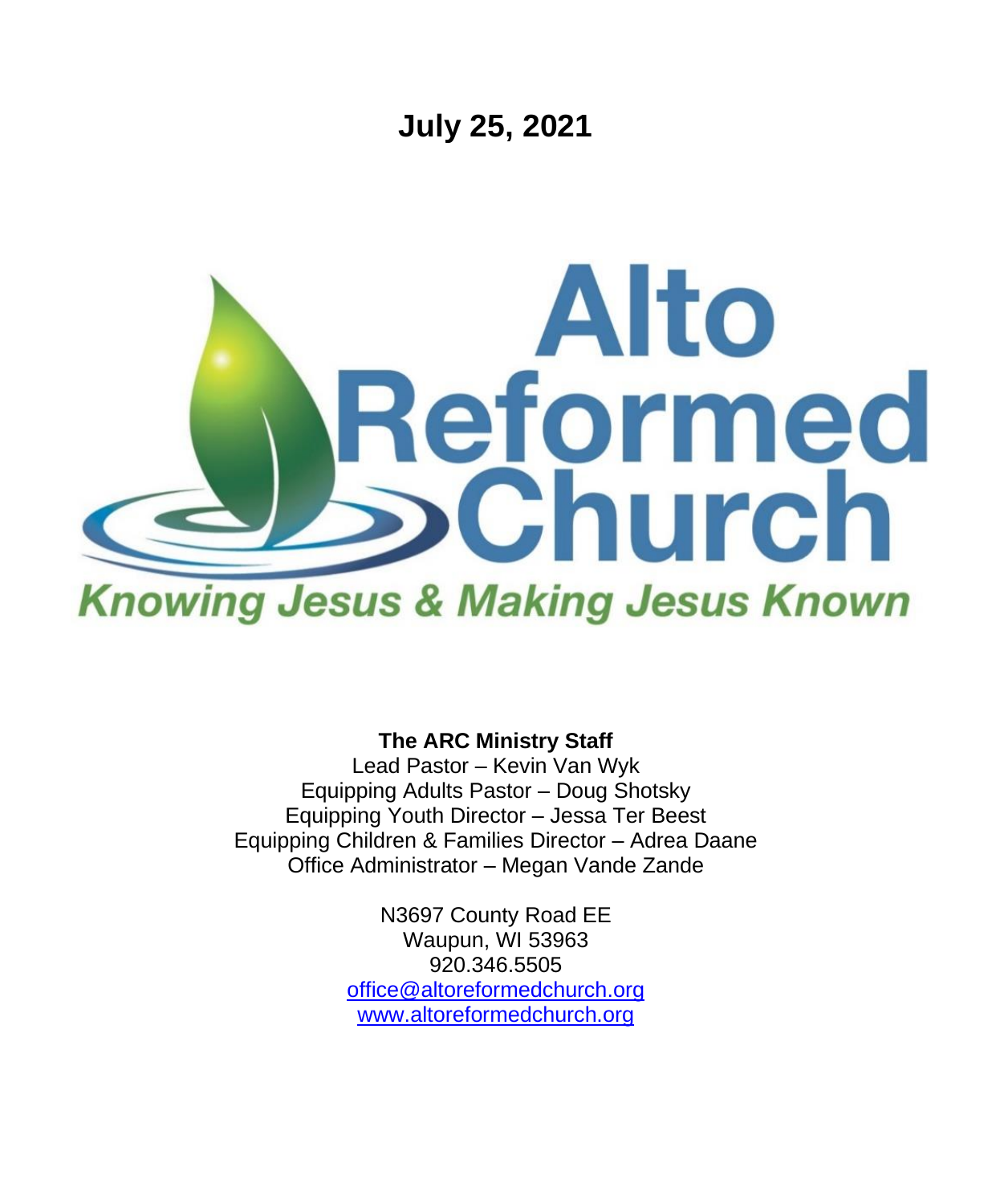# July 25, 2021

Alto Reformed Church

*Knowing Jesus & Making Jesus Known*

**The ARC Ministry Staff**
Lead Pastor – Kevin Van Wyk
Equipping Adults Pastor – Doug Shotsky
Equipping Youth Director – Jessa Ter Beest
Equipping Children & Families Director – Adrea Daane
Office Administrator – Megan Vande Zande

N3697 County Road EE
Waupun, WI 53963
920.346.5505
office@altoreformedchurch.org
www.altoreformedchurch.org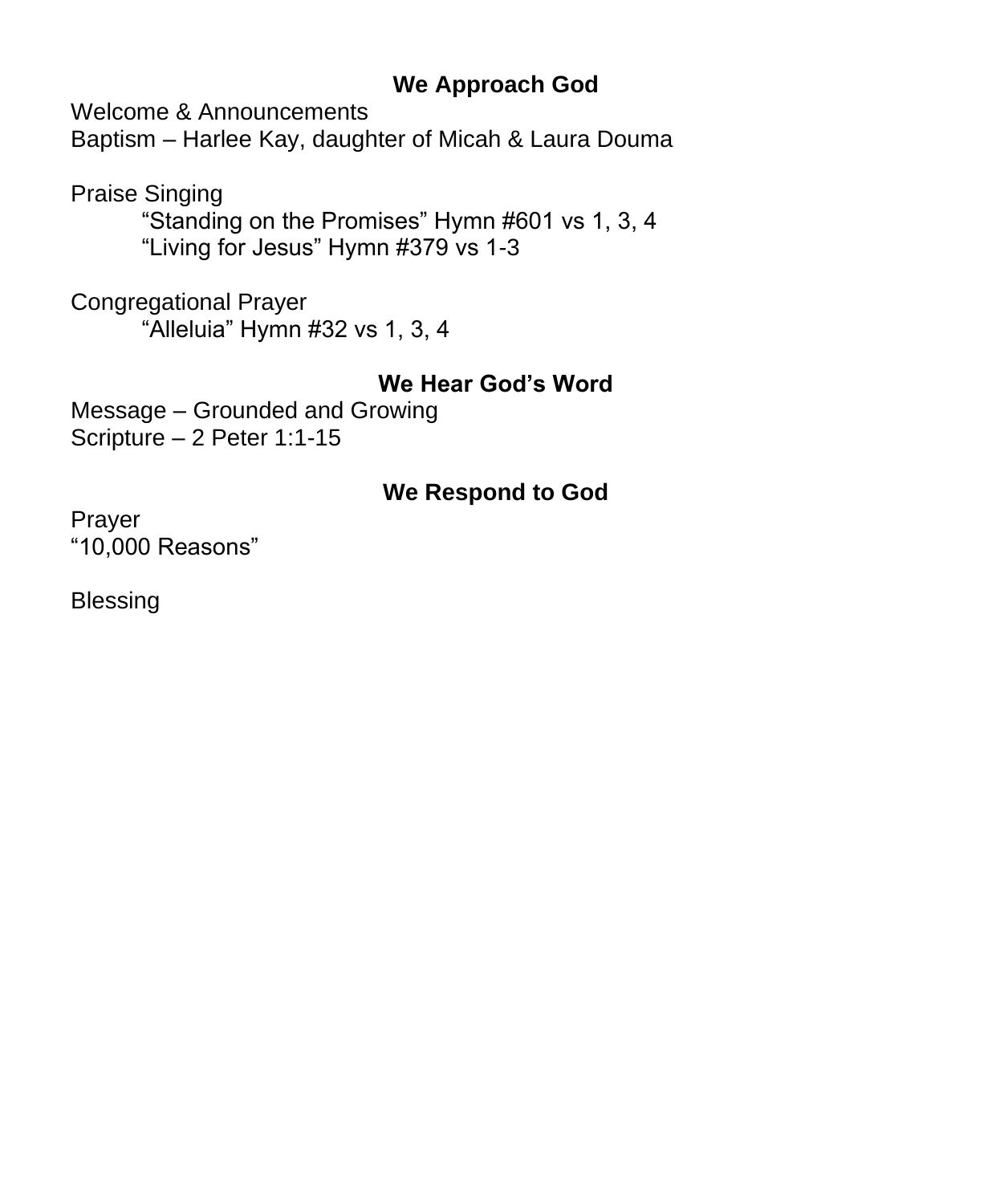## We Approach God

Welcome & Announcements
Baptism – Harlee Kay, daughter of Micah & Laura Douma

Praise Singing
    "Standing on the Promises" Hymn #601 vs 1, 3, 4
    "Living for Jesus" Hymn #379 vs 1-3

Congregational Prayer
    "Alleluia" Hymn #32 vs 1, 3, 4

## We Hear God's Word

Message – Grounded and Growing
Scripture – 2 Peter 1:1-15

## We Respond to God

Prayer
"10,000 Reasons"

Blessing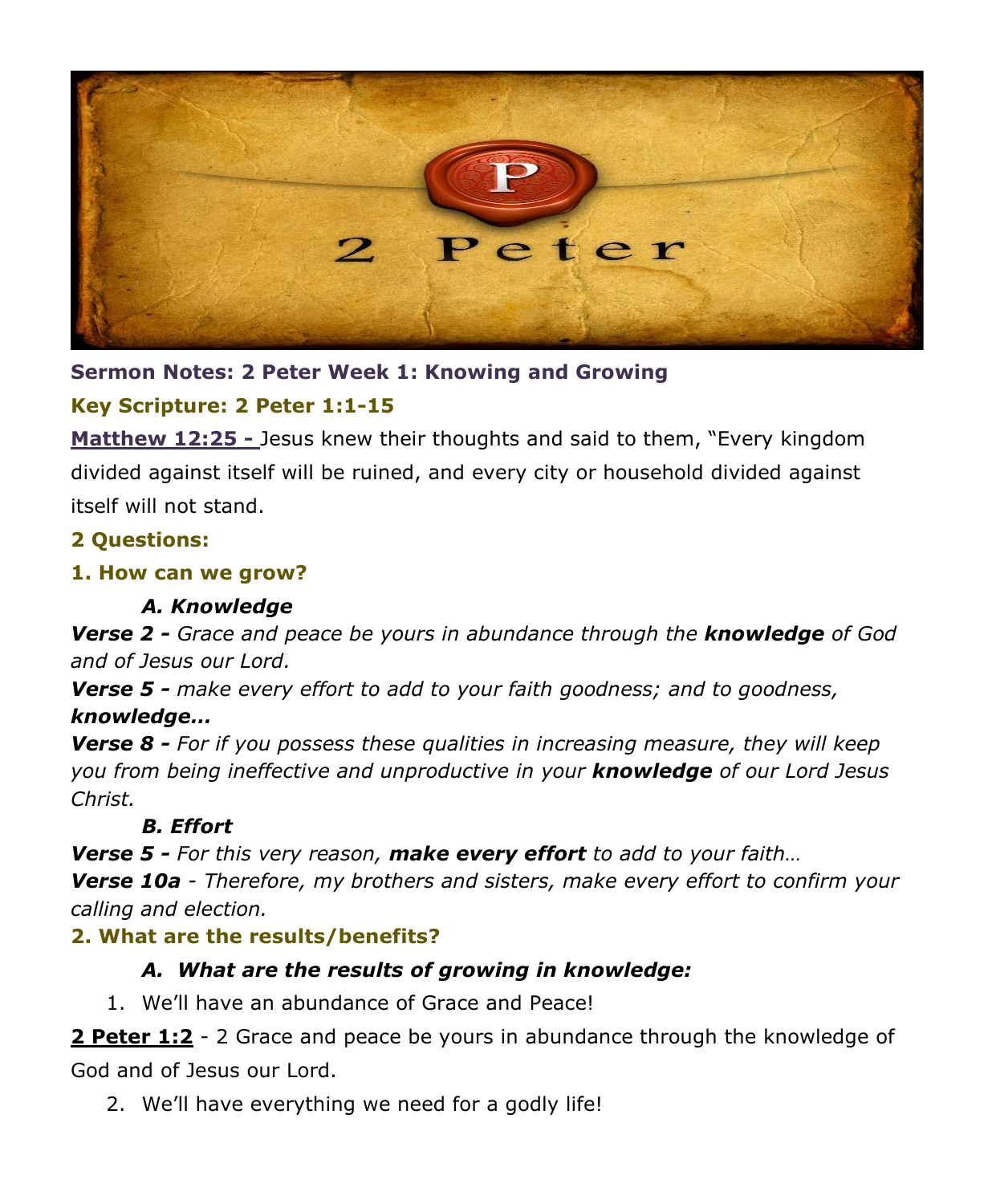**Sermon Notes: 2 Peter Week 1: Knowing and Growing**

**Key Scripture: 2 Peter 1:1-15**

**Matthew 12:25 -** Jesus knew their thoughts and said to them, "Every kingdom divided against itself will be ruined, and every city or household divided against itself will not stand.

**2 Questions:**

**1. How can we grow?**

***A. Knowledge***

***Verse 2 -*** *Grace and peace be yours in abundance through the* ***knowledge*** *of God and of Jesus our Lord.*

***Verse 5 -*** *make every effort to add to your faith goodness; and to goodness,* ***knowledge…***

***Verse 8 -*** *For if you possess these qualities in increasing measure, they will keep you from being ineffective and unproductive in your* ***knowledge*** *of our Lord Jesus Christ.*

***B. Effort***

***Verse 5 -*** *For this very reason,* ***make every effort*** *to add to your faith…*

***Verse 10a*** *- Therefore, my brothers and sisters, make every effort to confirm your calling and election.*

**2. What are the results/benefits?**

***A. What are the results of growing in knowledge:***

1. We'll have an abundance of Grace and Peace!

**2 Peter 1:2** - 2 Grace and peace be yours in abundance through the knowledge of God and of Jesus our Lord.

2. We'll have everything we need for a godly life!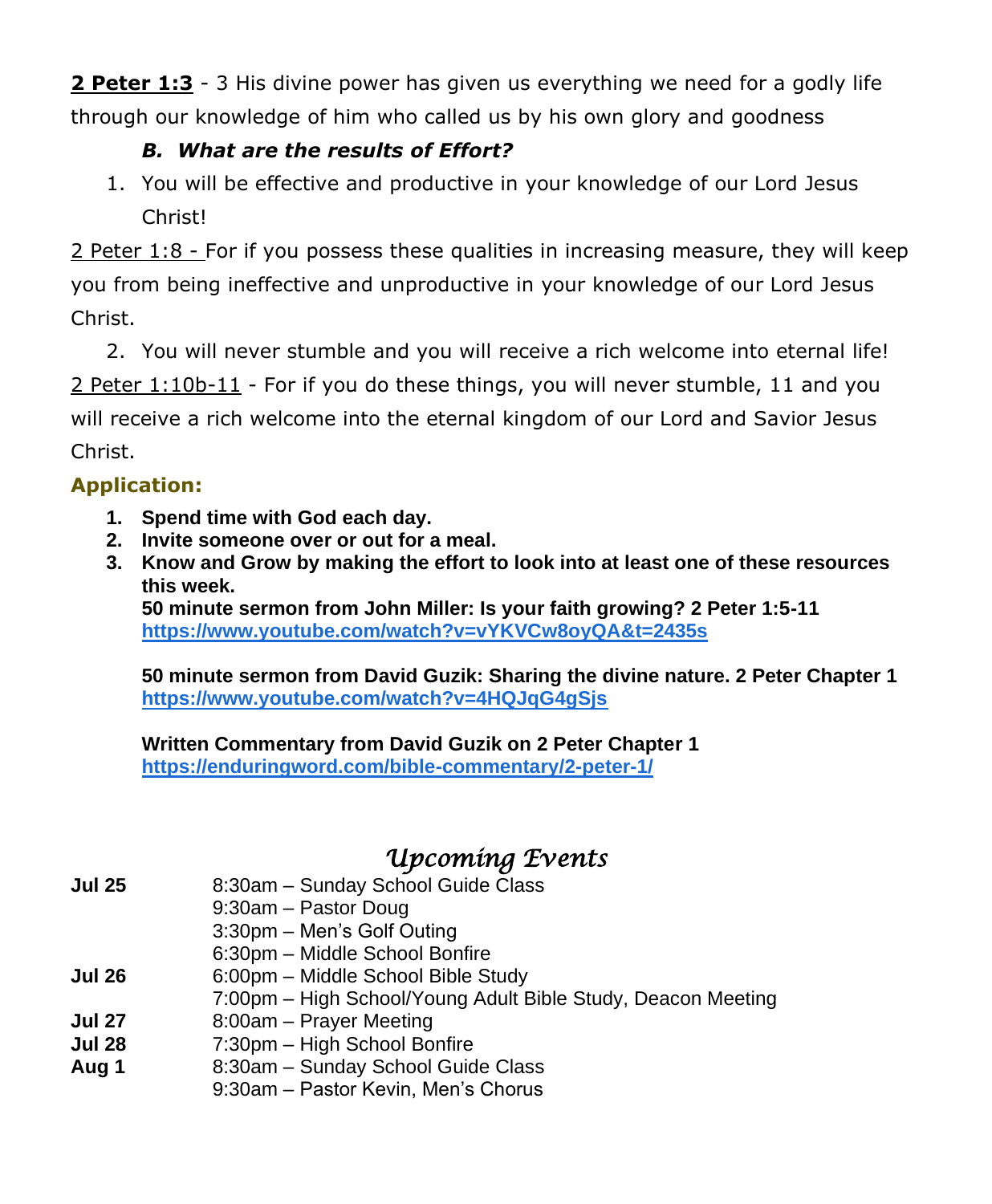**2 Peter 1:3** - 3 His divine power has given us everything we need for a godly life through our knowledge of him who called us by his own glory and goodness

### *B. What are the results of Effort?*

1. You will be effective and productive in your knowledge of our Lord Jesus Christ!

2 Peter 1:8 - For if you possess these qualities in increasing measure, they will keep you from being ineffective and unproductive in your knowledge of our Lord Jesus Christ.

2. You will never stumble and you will receive a rich welcome into eternal life!

2 Peter 1:10b-11 - For if you do these things, you will never stumble, 11 and you will receive a rich welcome into the eternal kingdom of our Lord and Savior Jesus Christ.

**Application:**

1. **Spend time with God each day.**
2. **Invite someone over or out for a meal.**
3. **Know and Grow by making the effort to look into at least one of these resources this week.**
   **50 minute sermon from John Miller: Is your faith growing? 2 Peter 1:5-11**
   **https://www.youtube.com/watch?v=vYKVCw8oyQA&t=2435s**

   **50 minute sermon from David Guzik: Sharing the divine nature. 2 Peter Chapter 1**
   **https://www.youtube.com/watch?v=4HQJqG4gSjs**

   **Written Commentary from David Guzik on 2 Peter Chapter 1**
   **https://enduringword.com/bible-commentary/2-peter-1/**

## *Upcoming Events*

| | |
|---|---|
| **Jul 25** | 8:30am – Sunday School Guide Class |
| | 9:30am – Pastor Doug |
| | 3:30pm – Men's Golf Outing |
| | 6:30pm – Middle School Bonfire |
| **Jul 26** | 6:00pm – Middle School Bible Study |
| | 7:00pm – High School/Young Adult Bible Study, Deacon Meeting |
| **Jul 27** | 8:00am – Prayer Meeting |
| **Jul 28** | 7:30pm – High School Bonfire |
| **Aug 1** | 8:30am – Sunday School Guide Class |
| | 9:30am – Pastor Kevin, Men's Chorus |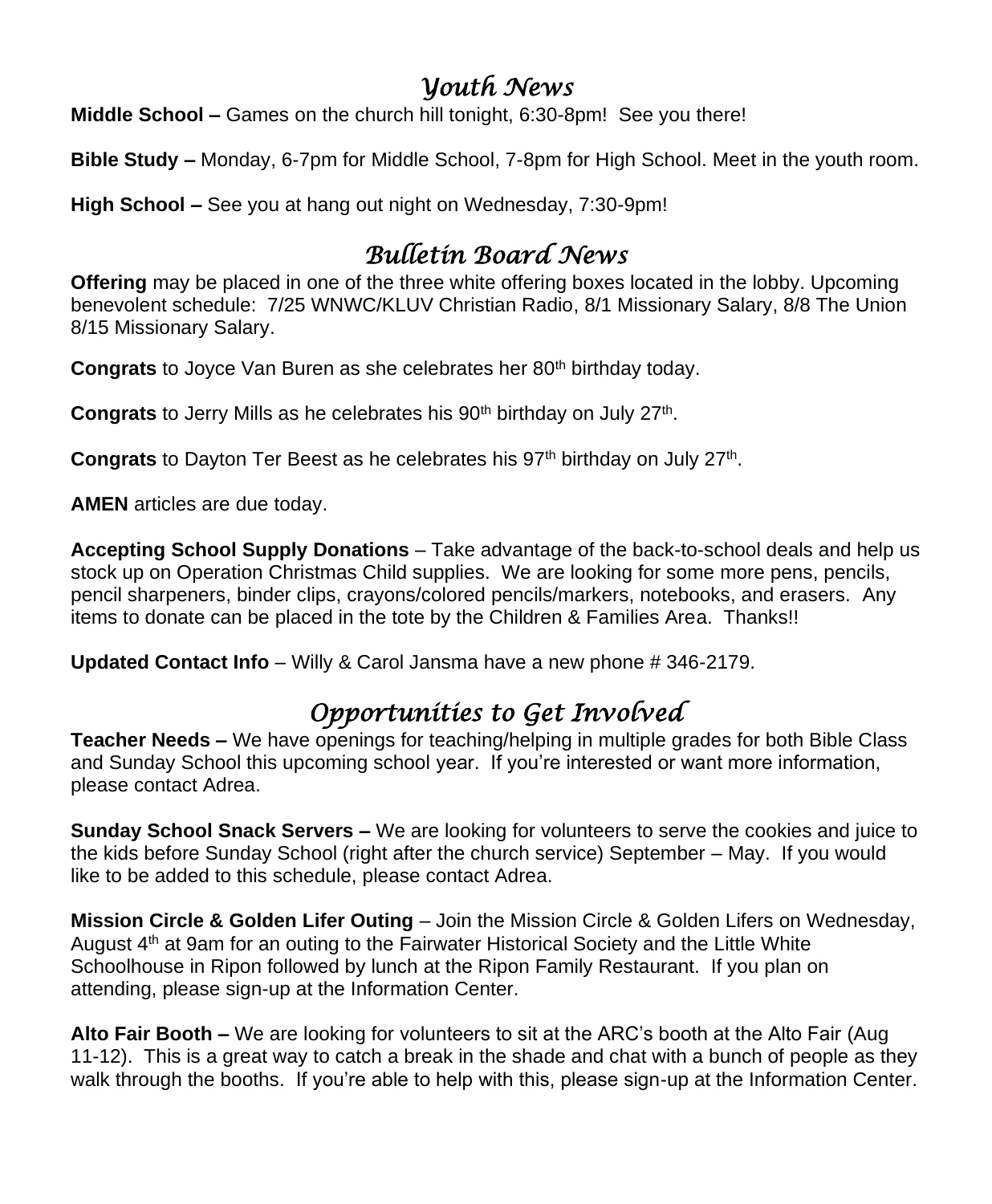## *Youth News*

**Middle School –** Games on the church hill tonight, 6:30-8pm! See you there!

**Bible Study –** Monday, 6-7pm for Middle School, 7-8pm for High School. Meet in the youth room.

**High School –** See you at hang out night on Wednesday, 7:30-9pm!

## *Bulletin Board News*

**Offering** may be placed in one of the three white offering boxes located in the lobby. Upcoming benevolent schedule: 7/25 WNWC/KLUV Christian Radio, 8/1 Missionary Salary, 8/8 The Union 8/15 Missionary Salary.

**Congrats** to Joyce Van Buren as she celebrates her 80th birthday today.

**Congrats** to Jerry Mills as he celebrates his 90th birthday on July 27th.

**Congrats** to Dayton Ter Beest as he celebrates his 97th birthday on July 27th.

**AMEN** articles are due today.

**Accepting School Supply Donations** – Take advantage of the back-to-school deals and help us stock up on Operation Christmas Child supplies. We are looking for some more pens, pencils, pencil sharpeners, binder clips, crayons/colored pencils/markers, notebooks, and erasers. Any items to donate can be placed in the tote by the Children & Families Area. Thanks!!

**Updated Contact Info** – Willy & Carol Jansma have a new phone # 346-2179.

## *Opportunities to Get Involved*

**Teacher Needs –** We have openings for teaching/helping in multiple grades for both Bible Class and Sunday School this upcoming school year. If you're interested or want more information, please contact Adrea.

**Sunday School Snack Servers –** We are looking for volunteers to serve the cookies and juice to the kids before Sunday School (right after the church service) September – May. If you would like to be added to this schedule, please contact Adrea.

**Mission Circle & Golden Lifer Outing** – Join the Mission Circle & Golden Lifers on Wednesday, August 4th at 9am for an outing to the Fairwater Historical Society and the Little White Schoolhouse in Ripon followed by lunch at the Ripon Family Restaurant. If you plan on attending, please sign-up at the Information Center.

**Alto Fair Booth –** We are looking for volunteers to sit at the ARC's booth at the Alto Fair (Aug 11-12). This is a great way to catch a break in the shade and chat with a bunch of people as they walk through the booths. If you're able to help with this, please sign-up at the Information Center.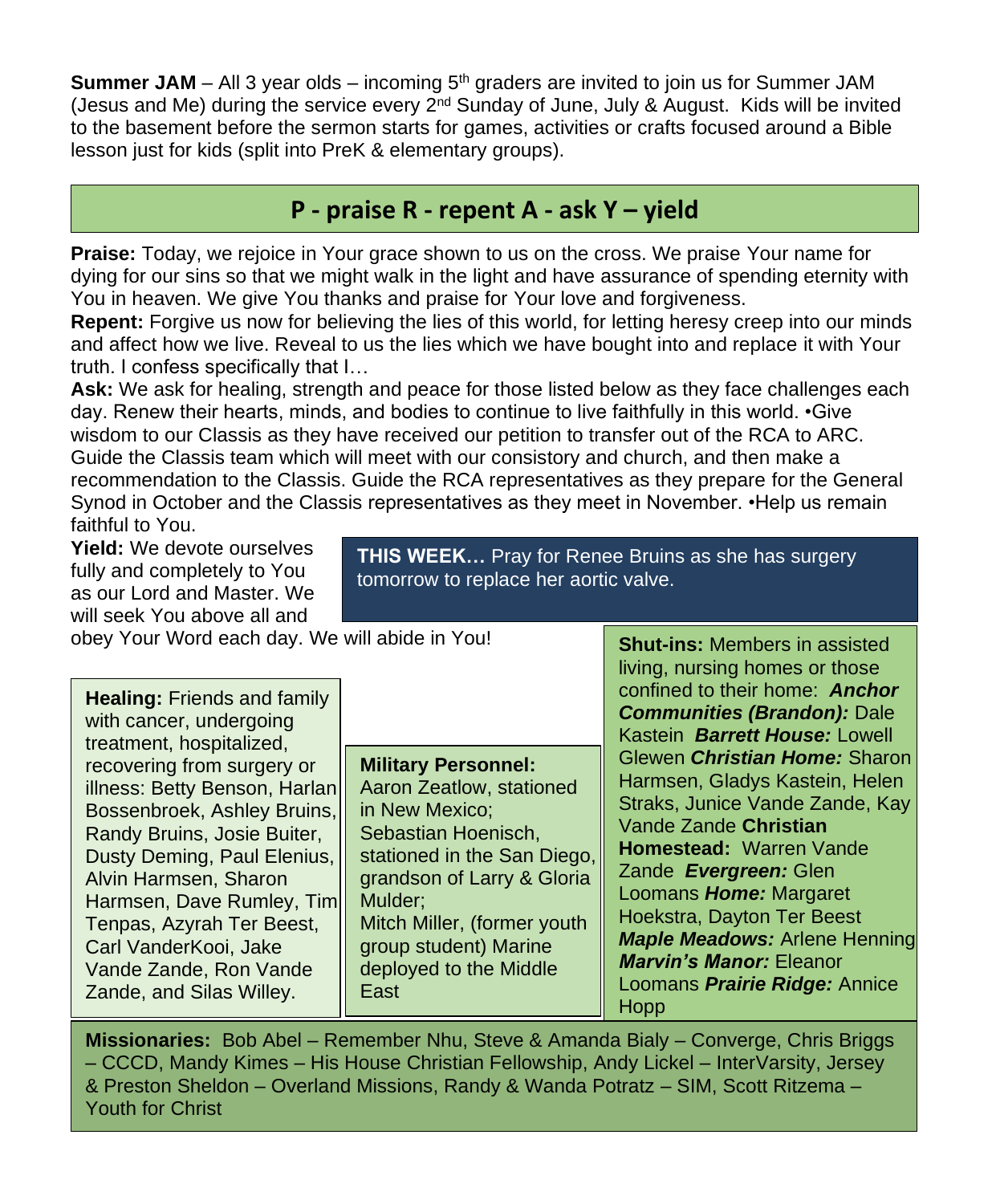**Summer JAM** – All 3 year olds – incoming 5th graders are invited to join us for Summer JAM (Jesus and Me) during the service every 2nd Sunday of June, July & August. Kids will be invited to the basement before the sermon starts for games, activities or crafts focused around a Bible lesson just for kids (split into PreK & elementary groups).

## P - praise R - repent A - ask Y – yield

**Praise:** Today, we rejoice in Your grace shown to us on the cross. We praise Your name for dying for our sins so that we might walk in the light and have assurance of spending eternity with You in heaven. We give You thanks and praise for Your love and forgiveness.

**Repent:** Forgive us now for believing the lies of this world, for letting heresy creep into our minds and affect how we live. Reveal to us the lies which we have bought into and replace it with Your truth. I confess specifically that I…

**Ask:** We ask for healing, strength and peace for those listed below as they face challenges each day. Renew their hearts, minds, and bodies to continue to live faithfully in this world. •Give wisdom to our Classis as they have received our petition to transfer out of the RCA to ARC. Guide the Classis team which will meet with our consistory and church, and then make a recommendation to the Classis. Guide the RCA representatives as they prepare for the General Synod in October and the Classis representatives as they meet in November. •Help us remain faithful to You.

**Yield:** We devote ourselves fully and completely to You as our Lord and Master. We will seek You above all and obey Your Word each day. We will abide in You!

**THIS WEEK…** Pray for Renee Bruins as she has surgery tomorrow to replace her aortic valve.

**Healing:** Friends and family with cancer, undergoing treatment, hospitalized, recovering from surgery or illness: Betty Benson, Harlan Bossenbroek, Ashley Bruins, Randy Bruins, Josie Buiter, Dusty Deming, Paul Elenius, Alvin Harmsen, Sharon Harmsen, Dave Rumley, Tim Tenpas, Azyrah Ter Beest, Carl VanderKooi, Jake Vande Zande, Ron Vande Zande, and Silas Willey.

**Military Personnel:**
Aaron Zeatlow, stationed in New Mexico;
Sebastian Hoenisch, stationed in the San Diego, grandson of Larry & Gloria Mulder;
Mitch Miller, (former youth group student) Marine deployed to the Middle East

**Shut-ins:** Members in assisted living, nursing homes or those confined to their home: ***Anchor Communities (Brandon):*** Dale Kastein ***Barrett House:*** Lowell Glewen ***Christian Home:*** Sharon Harmsen, Gladys Kastein, Helen Straks, Junice Vande Zande, Kay Vande Zande **Christian Homestead:** Warren Vande Zande ***Evergreen:*** Glen Loomans ***Home:*** Margaret Hoekstra, Dayton Ter Beest ***Maple Meadows:*** Arlene Henning ***Marvin's Manor:*** Eleanor Loomans ***Prairie Ridge:*** Annice Hopp

**Missionaries:** Bob Abel – Remember Nhu, Steve & Amanda Bialy – Converge, Chris Briggs – CCCD, Mandy Kimes – His House Christian Fellowship, Andy Lickel – InterVarsity, Jersey & Preston Sheldon – Overland Missions, Randy & Wanda Potratz – SIM, Scott Ritzema – Youth for Christ